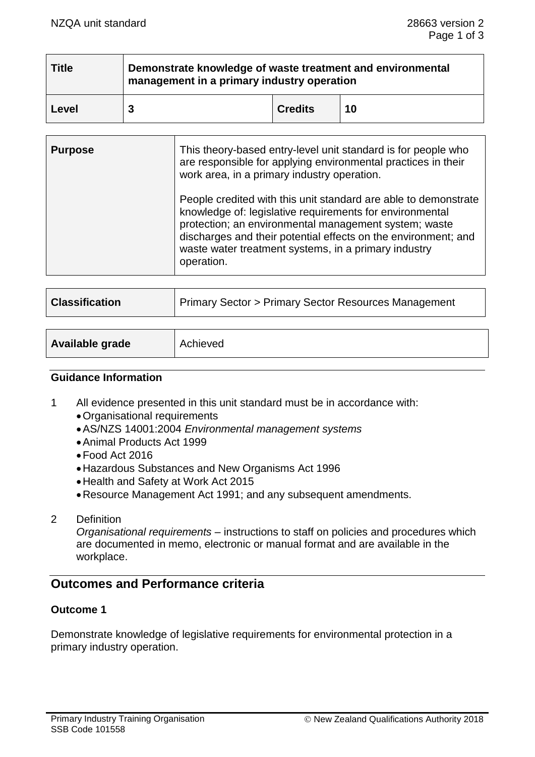| | | | |
|---|---|---|---|
| **Title** | **Demonstrate knowledge of waste treatment and environmental management in a primary industry operation** | | |
| **Level** | **3** | **Credits** | **10** |

| | |
|---|---|
| **Purpose** | This theory-based entry-level unit standard is for people who are responsible for applying environmental practices in their work area, in a primary industry operation.<br><br>People credited with this unit standard are able to demonstrate knowledge of: legislative requirements for environmental protection; an environmental management system; waste discharges and their potential effects on the environment; and waste water treatment systems, in a primary industry operation. |

| | |
|---|---|
| **Classification** | Primary Sector > Primary Sector Resources Management |

| | |
|---|---|
| **Available grade** | Achieved |

### Guidance Information

1 All evidence presented in this unit standard must be in accordance with:
- Organisational requirements
- AS/NZS 14001:2004 *Environmental management systems*
- Animal Products Act 1999
- Food Act 2016
- Hazardous Substances and New Organisms Act 1996
- Health and Safety at Work Act 2015
- Resource Management Act 1991; and any subsequent amendments.

2 Definition
*Organisational requirements* – instructions to staff on policies and procedures which are documented in memo, electronic or manual format and are available in the workplace.

## Outcomes and Performance criteria

### Outcome 1

Demonstrate knowledge of legislative requirements for environmental protection in a primary industry operation.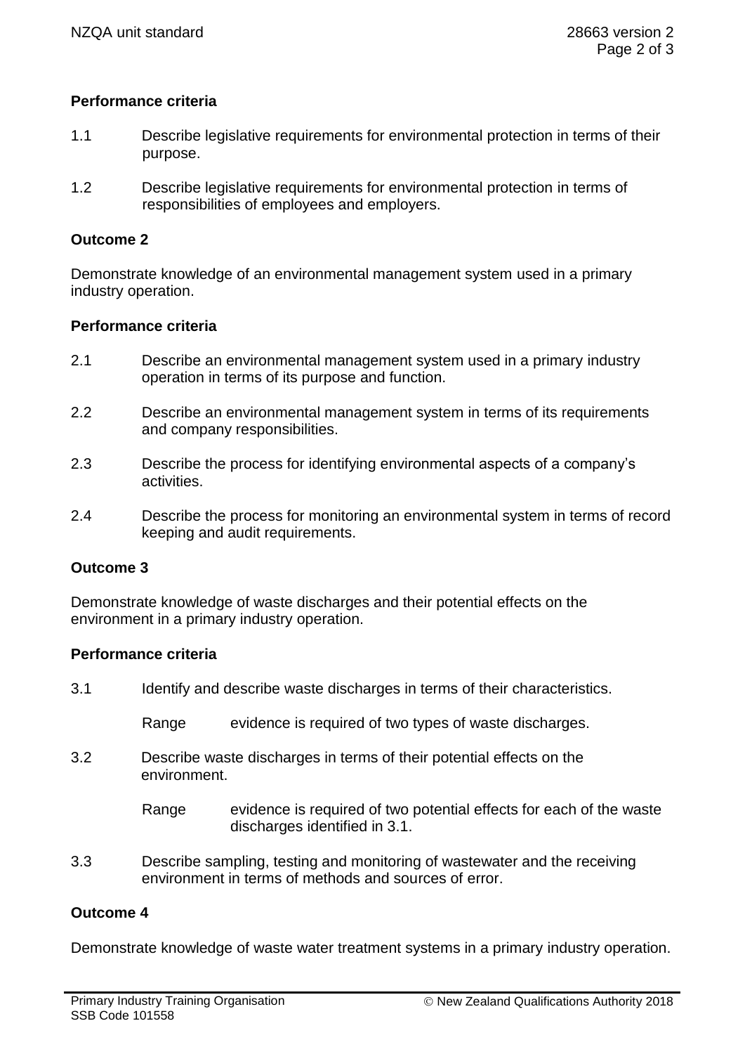**Performance criteria**

1.1 Describe legislative requirements for environmental protection in terms of their purpose.

1.2 Describe legislative requirements for environmental protection in terms of responsibilities of employees and employers.

**Outcome 2**

Demonstrate knowledge of an environmental management system used in a primary industry operation.

**Performance criteria**

2.1 Describe an environmental management system used in a primary industry operation in terms of its purpose and function.

2.2 Describe an environmental management system in terms of its requirements and company responsibilities.

2.3 Describe the process for identifying environmental aspects of a company's activities.

2.4 Describe the process for monitoring an environmental system in terms of record keeping and audit requirements.

**Outcome 3**

Demonstrate knowledge of waste discharges and their potential effects on the environment in a primary industry operation.

**Performance criteria**

3.1 Identify and describe waste discharges in terms of their characteristics.

Range evidence is required of two types of waste discharges.

3.2 Describe waste discharges in terms of their potential effects on the environment.

Range evidence is required of two potential effects for each of the waste discharges identified in 3.1.

3.3 Describe sampling, testing and monitoring of wastewater and the receiving environment in terms of methods and sources of error.

**Outcome 4**

Demonstrate knowledge of waste water treatment systems in a primary industry operation.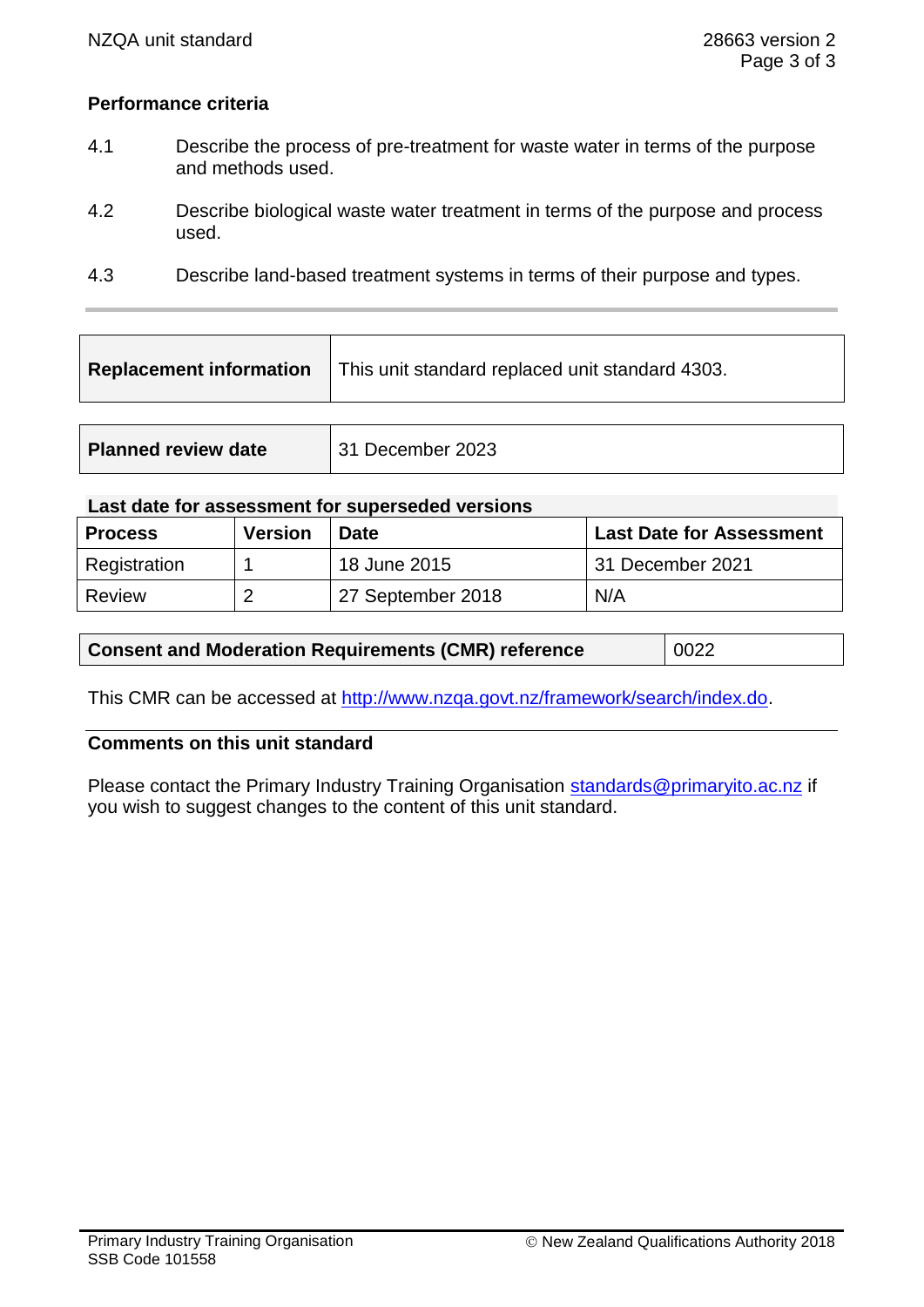**Performance criteria**

4.1 Describe the process of pre-treatment for waste water in terms of the purpose and methods used.

4.2 Describe biological waste water treatment in terms of the purpose and process used.

4.3 Describe land-based treatment systems in terms of their purpose and types.

| | |
|---|---|
| **Replacement information** | This unit standard replaced unit standard 4303. |

| | |
|---|---|
| **Planned review date** | 31 December 2023 |

**Last date for assessment for superseded versions**

| Process | Version | Date | Last Date for Assessment |
|---|---|---|---|
| Registration | 1 | 18 June 2015 | 31 December 2021 |
| Review | 2 | 27 September 2018 | N/A |

| | |
|---|---|
| **Consent and Moderation Requirements (CMR) reference** | 0022 |

This CMR can be accessed at http://www.nzqa.govt.nz/framework/search/index.do.

**Comments on this unit standard**

Please contact the Primary Industry Training Organisation standards@primaryito.ac.nz if you wish to suggest changes to the content of this unit standard.